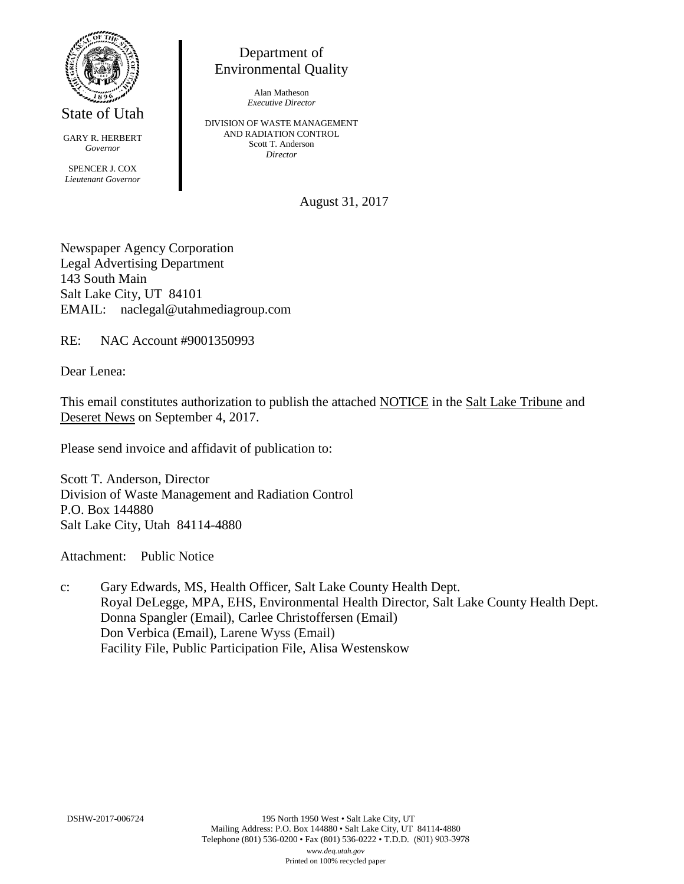State of Utah

GARY R. HERBERT
*Governor*

SPENCER J. COX
*Lieutenant Governor*

Department of Environmental Quality

Alan Matheson
*Executive Director*

DIVISION OF WASTE MANAGEMENT AND RADIATION CONTROL
Scott T. Anderson
*Director*

August 31, 2017

Newspaper Agency Corporation
Legal Advertising Department
143 South Main
Salt Lake City, UT 84101
EMAIL: naclegal@utahmediagroup.com

RE: NAC Account #9001350993

Dear Lenea:

This email constitutes authorization to publish the attached NOTICE in the Salt Lake Tribune and Deseret News on September 4, 2017.

Please send invoice and affidavit of publication to:

Scott T. Anderson, Director
Division of Waste Management and Radiation Control
P.O. Box 144880
Salt Lake City, Utah 84114-4880

Attachment: Public Notice

c: Gary Edwards, MS, Health Officer, Salt Lake County Health Dept.
Royal DeLegge, MPA, EHS, Environmental Health Director, Salt Lake County Health Dept.
Donna Spangler (Email), Carlee Christoffersen (Email)
Don Verbica (Email), Larene Wyss (Email)
Facility File, Public Participation File, Alisa Westenskow

DSHW-2017-006724

195 North 1950 West • Salt Lake City, UT
Mailing Address: P.O. Box 144880 • Salt Lake City, UT 84114-4880
Telephone (801) 536-0200 • Fax (801) 536-0222 • T.D.D. (801) 903-3978
*www.deq.utah.gov*
Printed on 100% recycled paper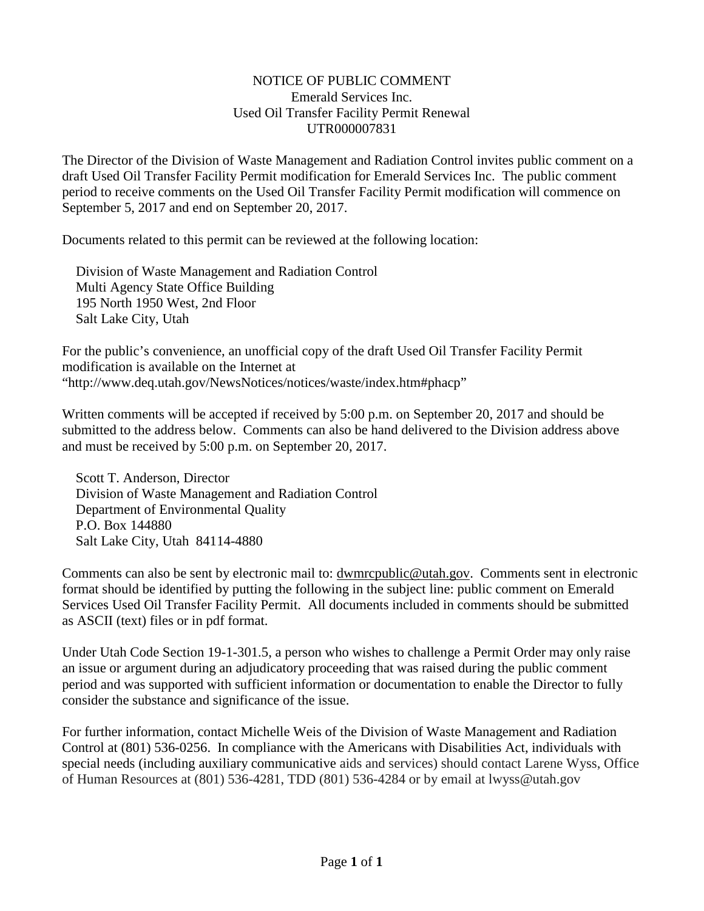# NOTICE OF PUBLIC COMMENT

**Emerald Services Inc.**
**Used Oil Transfer Facility Permit Renewal**
**UTR000007831**

The Director of the Division of Waste Management and Radiation Control invites public comment on a draft Used Oil Transfer Facility Permit modification for Emerald Services Inc. The public comment period to receive comments on the Used Oil Transfer Facility Permit modification will commence on September 5, 2017 and end on September 20, 2017.

Documents related to this permit can be reviewed at the following location:

Division of Waste Management and Radiation Control
Multi Agency State Office Building
195 North 1950 West, 2nd Floor
Salt Lake City, Utah

For the public's convenience, an unofficial copy of the draft Used Oil Transfer Facility Permit modification is available on the Internet at "http://www.deq.utah.gov/NewsNotices/notices/waste/index.htm#phacp"

Written comments will be accepted if received by 5:00 p.m. on September 20, 2017 and should be submitted to the address below. Comments can also be hand delivered to the Division address above and must be received by 5:00 p.m. on September 20, 2017.

Scott T. Anderson, Director
Division of Waste Management and Radiation Control
Department of Environmental Quality
P.O. Box 144880
Salt Lake City, Utah 84114-4880

Comments can also be sent by electronic mail to: dwmrcpublic@utah.gov. Comments sent in electronic format should be identified by putting the following in the subject line: public comment on Emerald Services Used Oil Transfer Facility Permit. All documents included in comments should be submitted as ASCII (text) files or in pdf format.

Under Utah Code Section 19-1-301.5, a person who wishes to challenge a Permit Order may only raise an issue or argument during an adjudicatory proceeding that was raised during the public comment period and was supported with sufficient information or documentation to enable the Director to fully consider the substance and significance of the issue.

For further information, contact Michelle Weis of the Division of Waste Management and Radiation Control at (801) 536-0256. In compliance with the Americans with Disabilities Act, individuals with special needs (including auxiliary communicative aids and services) should contact Larene Wyss, Office of Human Resources at (801) 536-4281, TDD (801) 536-4284 or by email at lwyss@utah.gov